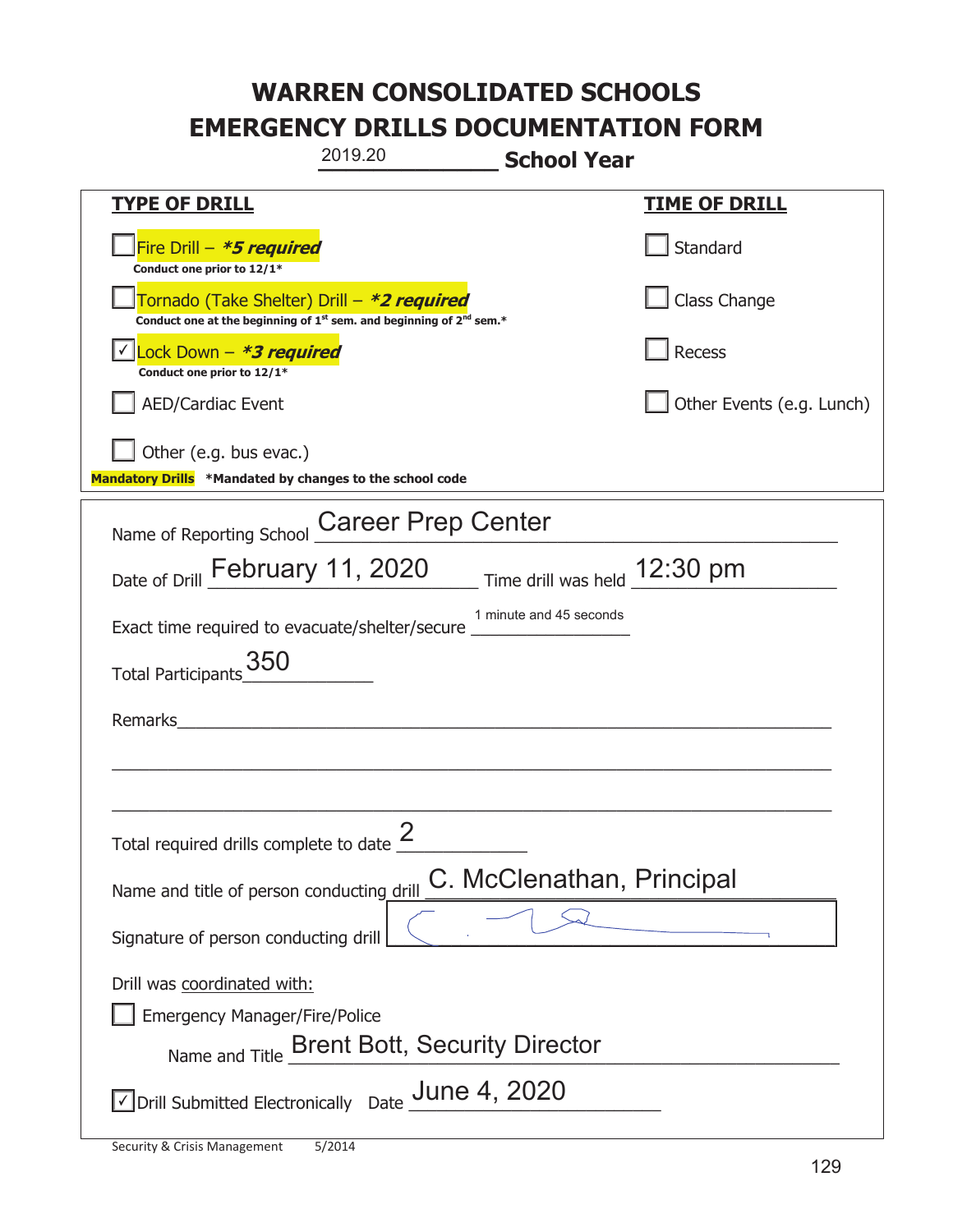# WARREN CONSOLIDATED SCHOOLS
# EMERGENCY DRILLS DOCUMENTATION FORM

2019.20 **School Year**

| **TYPE OF DRILL** | **TIME OF DRILL** |
|---|---|
| ☐ Fire Drill – ***5 required*** <br> **Conduct one prior to 12/1*** | ☐ Standard |
| ☐ Tornado (Take Shelter) Drill – ***2 required*** <br> **Conduct one at the beginning of 1st sem. and beginning of 2nd sem.*** | ☐ Class Change |
| ☑ Lock Down – ***3 required*** <br> **Conduct one prior to 12/1*** | ☐ Recess |
| ☐ AED/Cardiac Event | ☐ Other Events (e.g. Lunch) |
| ☐ Other (e.g. bus evac.) | |

**Mandatory Drills** **\*Mandated by changes to the school code**

Name of Reporting School: Career Prep Center

Date of Drill: February 11, 2020 Time drill was held: 12:30 pm

Exact time required to evacuate/shelter/secure: 1 minute and 45 seconds

Total Participants: 350

Remarks: ___

Total required drills complete to date: 2

Name and title of person conducting drill: C. McClenathan, Principal

Signature of person conducting drill: [signature]

Drill was coordinated with:

☐ Emergency Manager/Fire/Police

Name and Title: Brent Bott, Security Director

☑ Drill Submitted Electronically Date: June 4, 2020

Security & Crisis Management 5/2014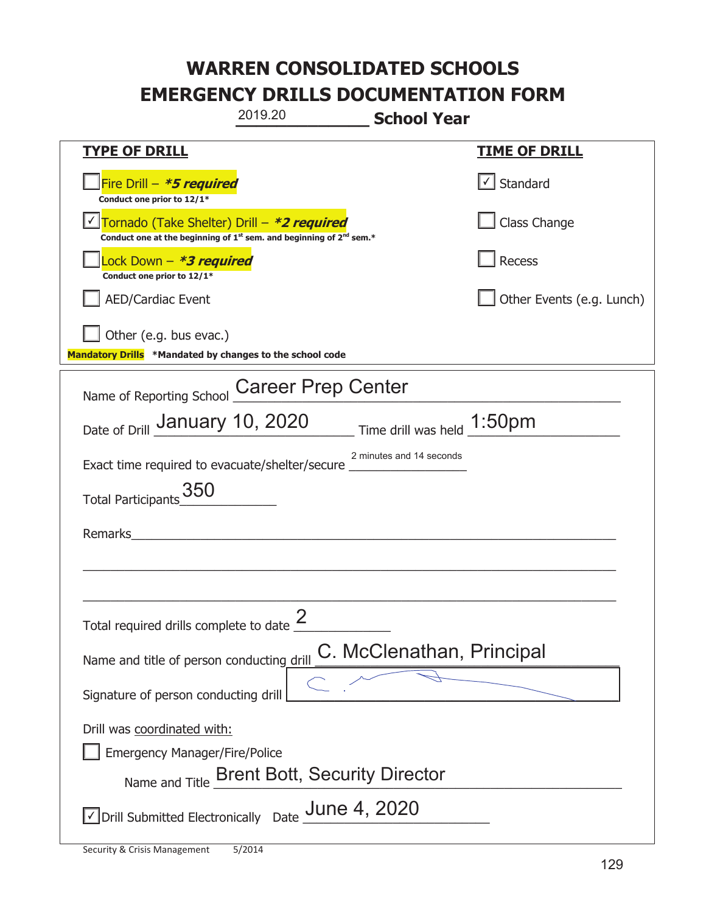# WARREN CONSOLIDATED SCHOOLS
# EMERGENCY DRILLS DOCUMENTATION FORM

2019.20 **School Year**

| **TYPE OF DRILL** | **TIME OF DRILL** |
|---|---|
| ☐ Fire Drill – ***5 required*** <br> **Conduct one prior to 12/1*** | ☑ Standard |
| ☑ Tornado (Take Shelter) Drill – ***2 required*** <br> **Conduct one at the beginning of 1st sem. and beginning of 2nd sem.*** | ☐ Class Change |
| ☐ Lock Down – ***3 required*** <br> **Conduct one prior to 12/1*** | ☐ Recess |
| ☐ AED/Cardiac Event | ☐ Other Events (e.g. Lunch) |
| ☐ Other (e.g. bus evac.) | |

**Mandatory Drills** **\*Mandated by changes to the school code**

Name of Reporting School: Career Prep Center

Date of Drill: January 10, 2020 Time drill was held: 1:50pm

Exact time required to evacuate/shelter/secure: 2 minutes and 14 seconds

Total Participants: 350

Remarks: ______________________________

Total required drills complete to date: 2

Name and title of person conducting drill: C. McClenathan, Principal

Signature of person conducting drill: [signature]

Drill was coordinated with:

☐ Emergency Manager/Fire/Police

Name and Title: Brent Bott, Security Director

☑ Drill Submitted Electronically Date: June 4, 2020

Security & Crisis Management 5/2014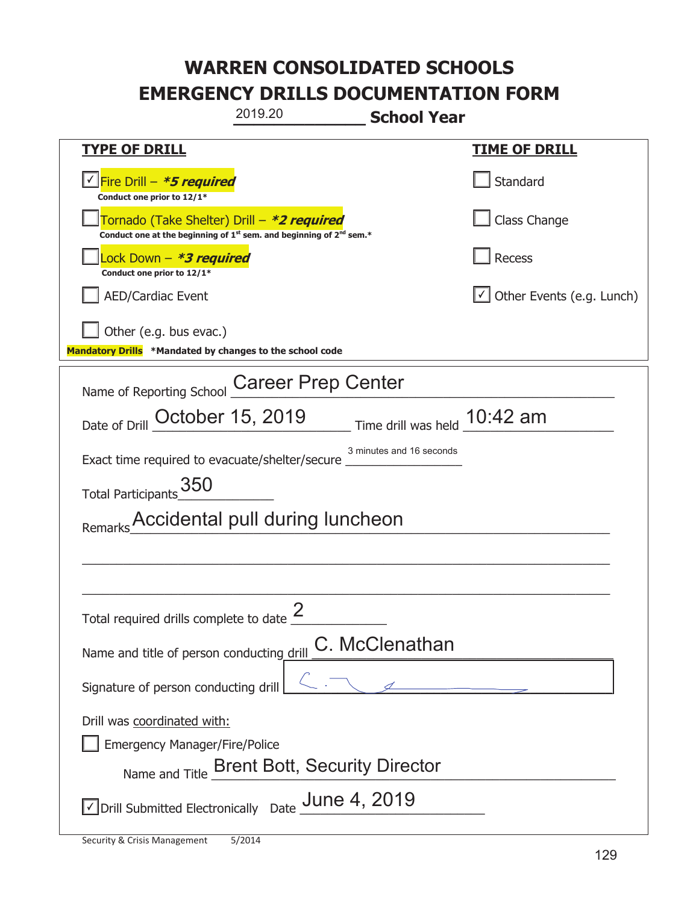# WARREN CONSOLIDATED SCHOOLS
# EMERGENCY DRILLS DOCUMENTATION FORM

2019.20 **School Year**

| **TYPE OF DRILL** | **TIME OF DRILL** |
|---|---|
| ☑ Fire Drill – ***5 required*** <br> **Conduct one prior to 12/1*** | ☐ Standard |
| ☐ Tornado (Take Shelter) Drill – ***2 required*** <br> **Conduct one at the beginning of 1st sem. and beginning of 2nd sem.*** | ☐ Class Change |
| ☐ Lock Down – ***3 required*** <br> **Conduct one prior to 12/1*** | ☐ Recess |
| ☐ AED/Cardiac Event | ☑ Other Events (e.g. Lunch) |
| ☐ Other (e.g. bus evac.) | |

**Mandatory Drills** **\*Mandated by changes to the school code**

Name of Reporting School: Career Prep Center

Date of Drill: October 15, 2019 Time drill was held: 10:42 am

Exact time required to evacuate/shelter/secure: 3 minutes and 16 seconds

Total Participants: 350

Remarks: Accidental pull during luncheon

Total required drills complete to date: 2

Name and title of person conducting drill: C. McClenathan

Signature of person conducting drill: [signature]

Drill was coordinated with:

☐ Emergency Manager/Fire/Police

Name and Title: Brent Bott, Security Director

☑ Drill Submitted Electronically Date: June 4, 2019

Security & Crisis Management 5/2014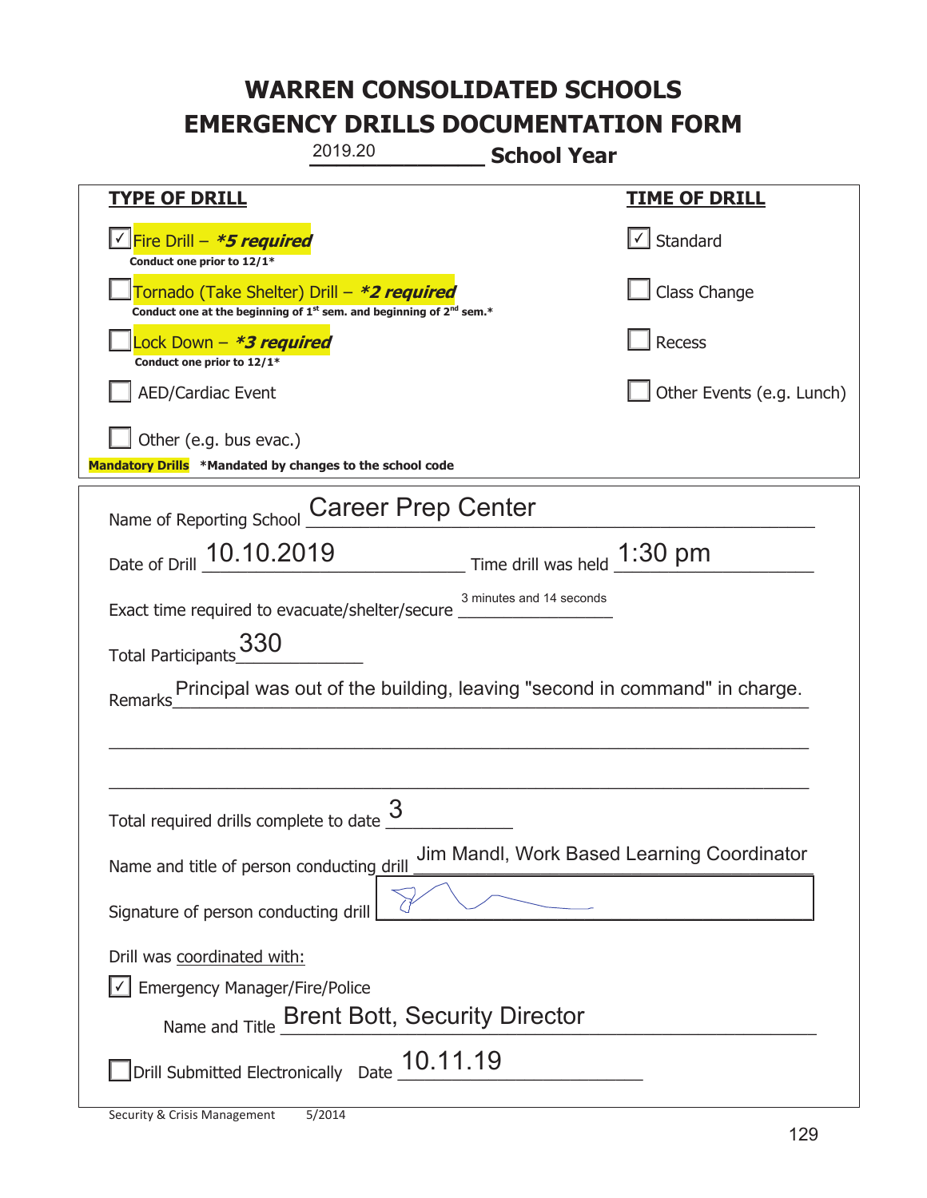# WARREN CONSOLIDATED SCHOOLS
# EMERGENCY DRILLS DOCUMENTATION FORM

2019.20 **School Year**

| **TYPE OF DRILL** | **TIME OF DRILL** |
|---|---|
| ☑ Fire Drill – ***5 required*** <br> **Conduct one prior to 12/1*** | ☑ Standard |
| ☐ Tornado (Take Shelter) Drill – ***2 required*** <br> **Conduct one at the beginning of 1st sem. and beginning of 2nd sem.*** | ☐ Class Change |
| ☐ Lock Down – ***3 required*** <br> **Conduct one prior to 12/1*** | ☐ Recess |
| ☐ AED/Cardiac Event | ☐ Other Events (e.g. Lunch) |
| ☐ Other (e.g. bus evac.) | |

**Mandatory Drills** ***Mandated by changes to the school code**

Name of Reporting School: Career Prep Center

Date of Drill: 10.10.2019 Time drill was held: 1:30 pm

Exact time required to evacuate/shelter/secure: 3 minutes and 14 seconds

Total Participants: 330

Remarks: Principal was out of the building, leaving "second in command" in charge.

Total required drills complete to date: 3

Name and title of person conducting drill: Jim Mandl, Work Based Learning Coordinator

Signature of person conducting drill: [signature]

Drill was coordinated with:

☑ Emergency Manager/Fire/Police

Name and Title: Brent Bott, Security Director

☐ Drill Submitted Electronically Date: 10.11.19

Security & Crisis Management 5/2014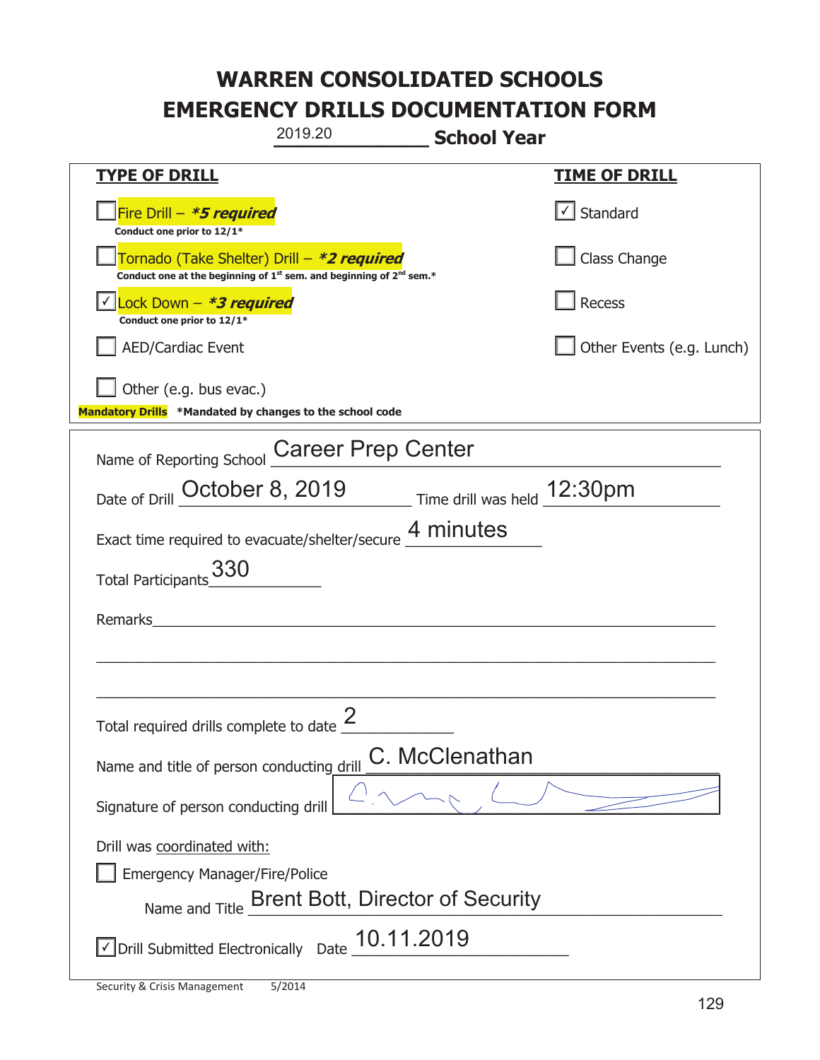# WARREN CONSOLIDATED SCHOOLS
# EMERGENCY DRILLS DOCUMENTATION FORM

2019.20 **School Year**

| **TYPE OF DRILL** | **TIME OF DRILL** |
|---|---|
| ☐ Fire Drill – ***5 required** Conduct one prior to 12/1* | ☑ Standard |
| ☐ Tornado (Take Shelter) Drill – ***2 required** Conduct one at the beginning of 1st sem. and beginning of 2nd sem.* | ☐ Class Change |
| ☑ Lock Down – ***3 required** Conduct one prior to 12/1* | ☐ Recess |
| ☐ AED/Cardiac Event | ☐ Other Events (e.g. Lunch) |
| ☐ Other (e.g. bus evac.) | |

**Mandatory Drills** ***Mandated by changes to the school code**

Name of Reporting School: Career Prep Center

Date of Drill: October 8, 2019 Time drill was held: 12:30pm

Exact time required to evacuate/shelter/secure: 4 minutes

Total Participants: 330

Remarks: ____________________

Total required drills complete to date: 2

Name and title of person conducting drill: C. McClenathan

Signature of person conducting drill: [signature]

Drill was coordinated with:

☐ Emergency Manager/Fire/Police

Name and Title: Brent Bott, Director of Security

☑ Drill Submitted Electronically Date: 10.11.2019

Security & Crisis Management 5/2014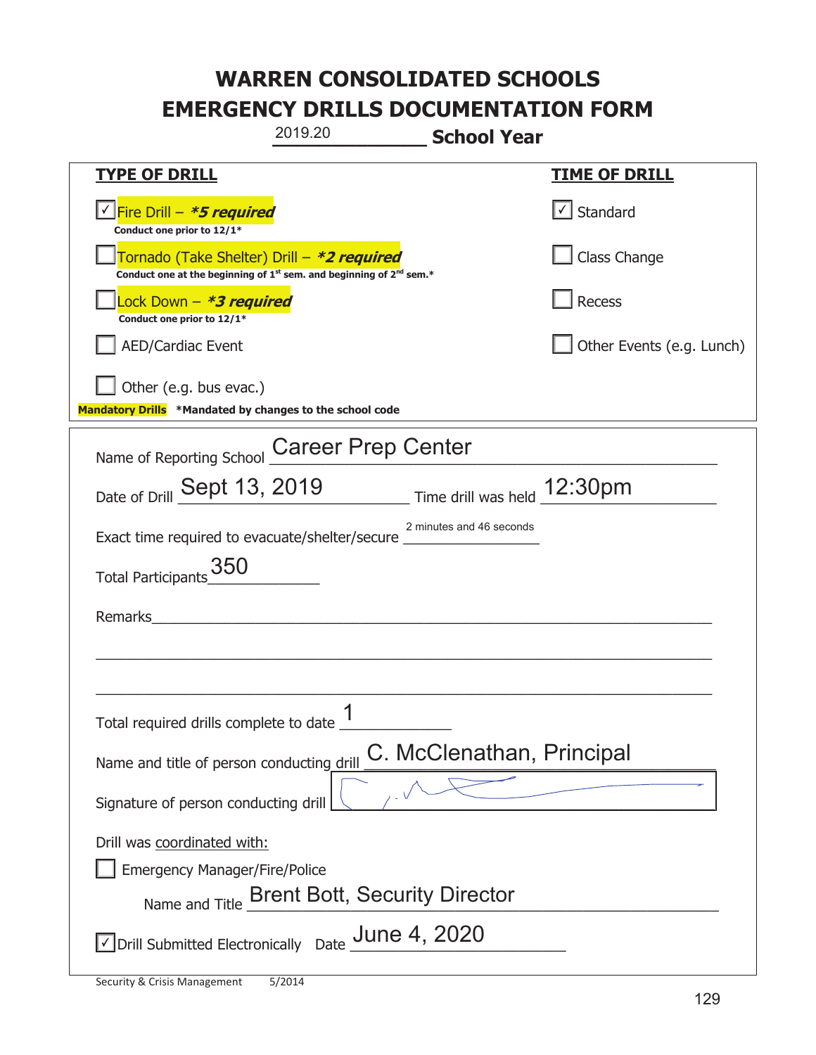# WARREN CONSOLIDATED SCHOOLS
# EMERGENCY DRILLS DOCUMENTATION FORM

2019.20 **School Year**

| TYPE OF DRILL | TIME OF DRILL |
|---|---|
| ☑ Fire Drill – ***5 required*** Conduct one prior to 12/1* | ☑ Standard |
| ☐ Tornado (Take Shelter) Drill – ***2 required*** Conduct one at the beginning of 1st sem. and beginning of 2nd sem.* | ☐ Class Change |
| ☐ Lock Down – ***3 required*** Conduct one prior to 12/1* | ☐ Recess |
| ☐ AED/Cardiac Event | ☐ Other Events (e.g. Lunch) |
| ☐ Other (e.g. bus evac.) | |

**Mandatory Drills** **\*Mandated by changes to the school code**

Name of Reporting School: Career Prep Center

Date of Drill: Sept 13, 2019 Time drill was held: 12:30pm

Exact time required to evacuate/shelter/secure: 2 minutes and 46 seconds

Total Participants: 350

Remarks: 

Total required drills complete to date: 1

Name and title of person conducting drill: C. McClenathan, Principal

Signature of person conducting drill: [signature]

Drill was coordinated with:

☐ Emergency Manager/Fire/Police

Name and Title: Brent Bott, Security Director

☑ Drill Submitted Electronically Date: June 4, 2020

Security & Crisis Management 5/2014